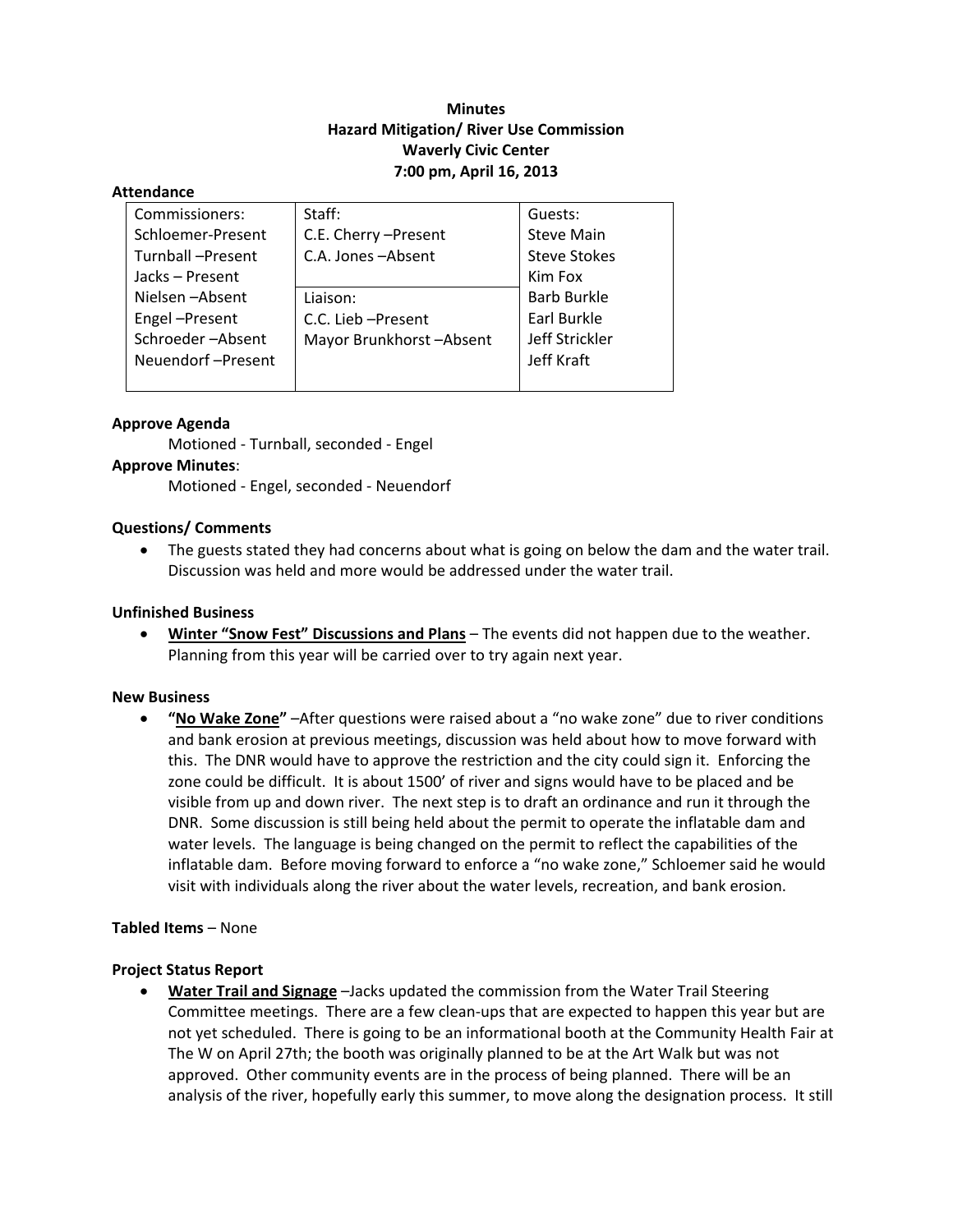**Minutes**
**Hazard Mitigation/ River Use Commission**
**Waverly Civic Center**
**7:00 pm, April 16, 2013**

**Attendance**

| Commissioners: | Staff: | Guests: |
|---|---|---|
| Schloemer-Present | C.E. Cherry –Present | Steve Main |
| Turnball –Present | C.A. Jones –Absent | Steve Stokes |
| Jacks – Present | | Kim Fox |
| Nielsen –Absent | Liaison: | Barb Burkle |
| Engel –Present | C.C. Lieb –Present | Earl Burkle |
| Schroeder –Absent | Mayor Brunkhorst –Absent | Jeff Strickler |
| Neuendorf –Present | | Jeff Kraft |

**Approve Agenda**

Motioned - Turnball, seconded - Engel

**Approve Minutes**:

Motioned - Engel, seconded - Neuendorf

**Questions/ Comments**

- The guests stated they had concerns about what is going on below the dam and the water trail. Discussion was held and more would be addressed under the water trail.

**Unfinished Business**

- **Winter "Snow Fest" Discussions and Plans** – The events did not happen due to the weather. Planning from this year will be carried over to try again next year.

**New Business**

- **"No Wake Zone"** –After questions were raised about a "no wake zone" due to river conditions and bank erosion at previous meetings, discussion was held about how to move forward with this. The DNR would have to approve the restriction and the city could sign it. Enforcing the zone could be difficult. It is about 1500' of river and signs would have to be placed and be visible from up and down river. The next step is to draft an ordinance and run it through the DNR. Some discussion is still being held about the permit to operate the inflatable dam and water levels. The language is being changed on the permit to reflect the capabilities of the inflatable dam. Before moving forward to enforce a "no wake zone," Schloemer said he would visit with individuals along the river about the water levels, recreation, and bank erosion.

**Tabled Items** – None

**Project Status Report**

- **Water Trail and Signage** –Jacks updated the commission from the Water Trail Steering Committee meetings. There are a few clean-ups that are expected to happen this year but are not yet scheduled. There is going to be an informational booth at the Community Health Fair at The W on April 27th; the booth was originally planned to be at the Art Walk but was not approved. Other community events are in the process of being planned. There will be an analysis of the river, hopefully early this summer, to move along the designation process. It still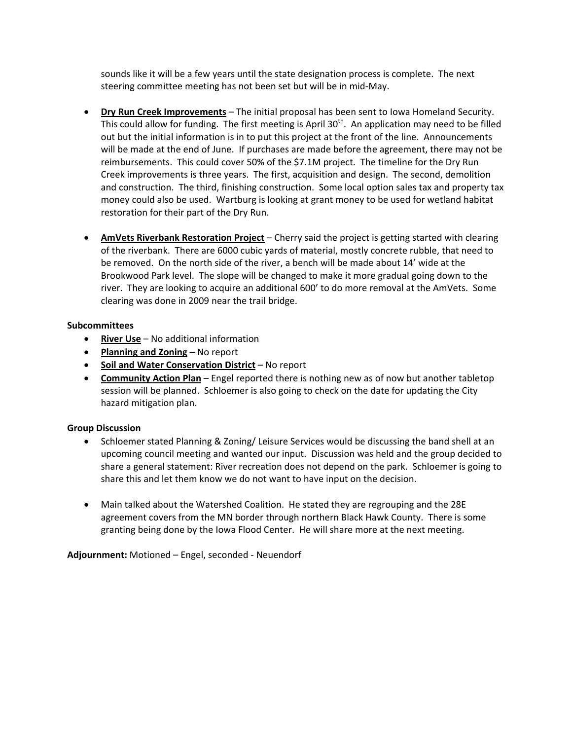sounds like it will be a few years until the state designation process is complete. The next steering committee meeting has not been set but will be in mid-May.

- **Dry Run Creek Improvements** – The initial proposal has been sent to Iowa Homeland Security. This could allow for funding. The first meeting is April 30th. An application may need to be filled out but the initial information is in to put this project at the front of the line. Announcements will be made at the end of June. If purchases are made before the agreement, there may not be reimbursements. This could cover 50% of the $7.1M project. The timeline for the Dry Run Creek improvements is three years. The first, acquisition and design. The second, demolition and construction. The third, finishing construction. Some local option sales tax and property tax money could also be used. Wartburg is looking at grant money to be used for wetland habitat restoration for their part of the Dry Run.

- **AmVets Riverbank Restoration Project** – Cherry said the project is getting started with clearing of the riverbank. There are 6000 cubic yards of material, mostly concrete rubble, that need to be removed. On the north side of the river, a bench will be made about 14' wide at the Brookwood Park level. The slope will be changed to make it more gradual going down to the river. They are looking to acquire an additional 600' to do more removal at the AmVets. Some clearing was done in 2009 near the trail bridge.

**Subcommittees**

- **River Use** – No additional information
- **Planning and Zoning** – No report
- **Soil and Water Conservation District** – No report
- **Community Action Plan** – Engel reported there is nothing new as of now but another tabletop session will be planned. Schloemer is also going to check on the date for updating the City hazard mitigation plan.

**Group Discussion**

- Schloemer stated Planning & Zoning/ Leisure Services would be discussing the band shell at an upcoming council meeting and wanted our input. Discussion was held and the group decided to share a general statement: River recreation does not depend on the park. Schloemer is going to share this and let them know we do not want to have input on the decision.

- Main talked about the Watershed Coalition. He stated they are regrouping and the 28E agreement covers from the MN border through northern Black Hawk County. There is some granting being done by the Iowa Flood Center. He will share more at the next meeting.

**Adjournment:** Motioned – Engel, seconded - Neuendorf